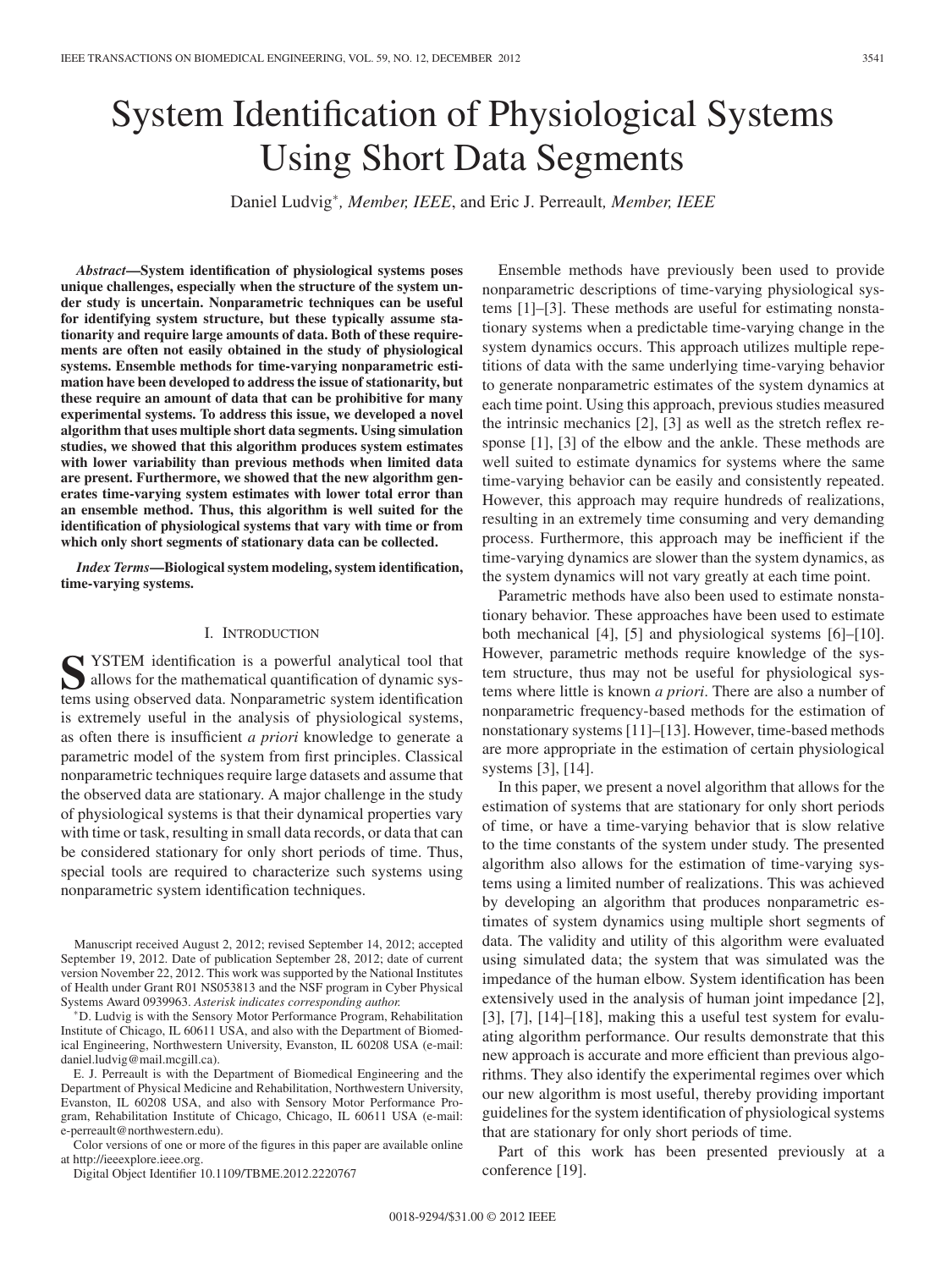# System Identification of Physiological Systems Using Short Data Segments

Daniel Ludvig*, *Member, IEEE*, and Eric J. Perreault, *Member, IEEE*

***Abstract*—System identification of physiological systems poses unique challenges, especially when the structure of the system under study is uncertain. Nonparametric techniques can be useful for identifying system structure, but these typically assume stationarity and require large amounts of data. Both of these requirements are often not easily obtained in the study of physiological systems. Ensemble methods for time-varying nonparametric estimation have been developed to address the issue of stationarity, but these require an amount of data that can be prohibitive for many experimental systems. To address this issue, we developed a novel algorithm that uses multiple short data segments. Using simulation studies, we showed that this algorithm produces system estimates with lower variability than previous methods when limited data are present. Furthermore, we showed that the new algorithm generates time-varying system estimates with lower total error than an ensemble method. Thus, this algorithm is well suited for the identification of physiological systems that vary with time or from which only short segments of stationary data can be collected.**

***Index Terms*—Biological system modeling, system identification, time-varying systems.**

## I. Introduction

System identification is a powerful analytical tool that allows for the mathematical quantification of dynamic systems using observed data. Nonparametric system identification is extremely useful in the analysis of physiological systems, as often there is insufficient *a priori* knowledge to generate a parametric model of the system from first principles. Classical nonparametric techniques require large datasets and assume that the observed data are stationary. A major challenge in the study of physiological systems is that their dynamical properties vary with time or task, resulting in small data records, or data that can be considered stationary for only short periods of time. Thus, special tools are required to characterize such systems using nonparametric system identification techniques.

Ensemble methods have previously been used to provide nonparametric descriptions of time-varying physiological systems [1]–[3]. These methods are useful for estimating nonstationary systems when a predictable time-varying change in the system dynamics occurs. This approach utilizes multiple repetitions of data with the same underlying time-varying behavior to generate nonparametric estimates of the system dynamics at each time point. Using this approach, previous studies measured the intrinsic mechanics [2], [3] as well as the stretch reflex response [1], [3] of the elbow and the ankle. These methods are well suited to estimate dynamics for systems where the same time-varying behavior can be easily and consistently repeated. However, this approach may require hundreds of realizations, resulting in an extremely time consuming and very demanding process. Furthermore, this approach may be inefficient if the time-varying dynamics are slower than the system dynamics, as the system dynamics will not vary greatly at each time point.

Parametric methods have also been used to estimate nonstationary behavior. These approaches have been used to estimate both mechanical [4], [5] and physiological systems [6]–[10]. However, parametric methods require knowledge of the system structure, thus may not be useful for physiological systems where little is known *a priori*. There are also a number of nonparametric frequency-based methods for the estimation of nonstationary systems [11]–[13]. However, time-based methods are more appropriate in the estimation of certain physiological systems [3], [14].

In this paper, we present a novel algorithm that allows for the estimation of systems that are stationary for only short periods of time, or have a time-varying behavior that is slow relative to the time constants of the system under study. The presented algorithm also allows for the estimation of time-varying systems using a limited number of realizations. This was achieved by developing an algorithm that produces nonparametric estimates of system dynamics using multiple short segments of data. The validity and utility of this algorithm were evaluated using simulated data; the system that was simulated was the impedance of the human elbow. System identification has been extensively used in the analysis of human joint impedance [2], [3], [7], [14]–[18], making this a useful test system for evaluating algorithm performance. Our results demonstrate that this new approach is accurate and more efficient than previous algorithms. They also identify the experimental regimes over which our new algorithm is most useful, thereby providing important guidelines for the system identification of physiological systems that are stationary for only short periods of time.

Part of this work has been presented previously at a conference [19].

Manuscript received August 2, 2012; revised September 14, 2012; accepted September 19, 2012. Date of publication September 28, 2012; date of current version November 22, 2012. This work was supported by the National Institutes of Health under Grant R01 NS053813 and the NSF program in Cyber Physical Systems Award 0939963. *Asterisk indicates corresponding author.*

*D. Ludvig is with the Sensory Motor Performance Program, Rehabilitation Institute of Chicago, IL 60611 USA, and also with the Department of Biomedical Engineering, Northwestern University, Evanston, IL 60208 USA (e-mail: daniel.ludvig@mail.mcgill.ca).

E. J. Perreault is with the Department of Biomedical Engineering and the Department of Physical Medicine and Rehabilitation, Northwestern University, Evanston, IL 60208 USA, and also with Sensory Motor Performance Program, Rehabilitation Institute of Chicago, Chicago, IL 60611 USA (e-mail: e-perreault@northwestern.edu).

Color versions of one or more of the figures in this paper are available online at http://ieeexplore.ieee.org.

Digital Object Identifier 10.1109/TBME.2012.2220767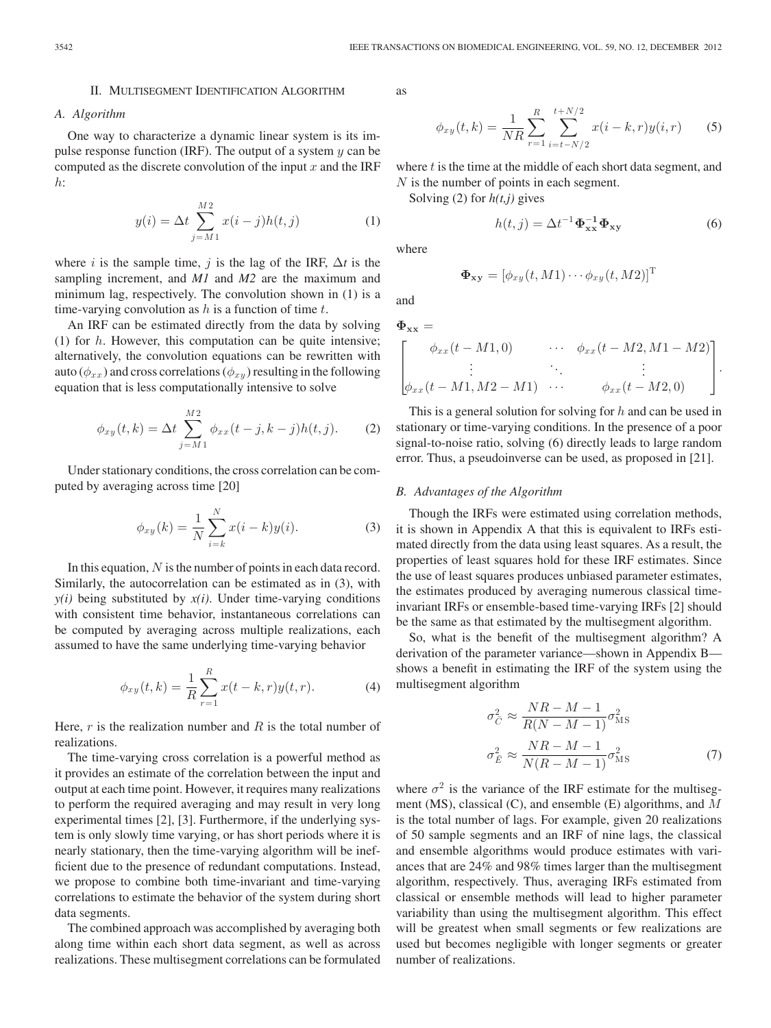## II. Multisegment Identification Algorithm

### A. Algorithm

One way to characterize a dynamic linear system is its impulse response function (IRF). The output of a system $y$ can be computed as the discrete convolution of the input $x$ and the IRF $h$:

$$y(i) = \Delta t \sum_{j=M1}^{M2} x(i-j)h(t,j) \tag{1}$$

where $i$ is the sample time, $j$ is the lag of the IRF, $\Delta t$ is the sampling increment, and *M1* and *M2* are the maximum and minimum lag, respectively. The convolution shown in (1) is a time-varying convolution as $h$ is a function of time $t$.

An IRF can be estimated directly from the data by solving (1) for $h$. However, this computation can be quite intensive; alternatively, the convolution equations can be rewritten with auto ($\phi_{xx}$) and cross correlations ($\phi_{xy}$) resulting in the following equation that is less computationally intensive to solve

$$\phi_{xy}(t,k) = \Delta t \sum_{j=M1}^{M2} \phi_{xx}(t-j, k-j)h(t,j). \tag{2}$$

Under stationary conditions, the cross correlation can be computed by averaging across time [20]

$$\phi_{xy}(k) = \frac{1}{N}\sum_{i=k}^{N} x(i-k)y(i). \tag{3}$$

In this equation, $N$ is the number of points in each data record. Similarly, the autocorrelation can be estimated as in (3), with *y(i)* being substituted by *x(i)*. Under time-varying conditions with consistent time behavior, instantaneous correlations can be computed by averaging across multiple realizations, each assumed to have the same underlying time-varying behavior

$$\phi_{xy}(t,k) = \frac{1}{R}\sum_{r=1}^{R} x(t-k,r)y(t,r). \tag{4}$$

Here, $r$ is the realization number and $R$ is the total number of realizations.

The time-varying cross correlation is a powerful method as it provides an estimate of the correlation between the input and output at each time point. However, it requires many realizations to perform the required averaging and may result in very long experimental times [2], [3]. Furthermore, if the underlying system is only slowly time varying, or has short periods where it is nearly stationary, then the time-varying algorithm will be inefficient due to the presence of redundant computations. Instead, we propose to combine both time-invariant and time-varying correlations to estimate the behavior of the system during short data segments.

The combined approach was accomplished by averaging both along time within each short data segment, as well as across realizations. These multisegment correlations can be formulated as

$$\phi_{xy}(t,k) = \frac{1}{NR}\sum_{r=1}^{R}\sum_{i=t-N/2}^{t+N/2} x(i-k,r)y(i,r) \tag{5}$$

where $t$ is the time at the middle of each short data segment, and $N$ is the number of points in each segment.

Solving (2) for *h(t,j)* gives

$$h(t,j) = \Delta t^{-1}\mathbf{\Phi_{xx}^{-1}\Phi_{xy}} \tag{6}$$

where

$$\mathbf{\Phi_{xy}} = [\phi_{xy}(t, M1)\cdots\phi_{xy}(t,M2)]^{\mathrm{T}}$$

and

$$\mathbf{\Phi_{xx}} = \begin{bmatrix} \phi_{xx}(t-M1,0) & \cdots & \phi_{xx}(t-M2, M1-M2) \\ \vdots & \ddots & \vdots \\ \phi_{xx}(t-M1, M2-M1) & \cdots & \phi_{xx}(t-M2,0) \end{bmatrix}.$$

This is a general solution for solving for $h$ and can be used in stationary or time-varying conditions. In the presence of a poor signal-to-noise ratio, solving (6) directly leads to large random error. Thus, a pseudoinverse can be used, as proposed in [21].

### B. Advantages of the Algorithm

Though the IRFs were estimated using correlation methods, it is shown in Appendix A that this is equivalent to IRFs estimated directly from the data using least squares. As a result, the properties of least squares hold for these IRF estimates. Since the use of least squares produces unbiased parameter estimates, the estimates produced by averaging numerous classical time-invariant IRFs or ensemble-based time-varying IRFs [2] should be the same as that estimated by the multisegment algorithm.

So, what is the benefit of the multisegment algorithm? A derivation of the parameter variance—shown in Appendix B—shows a benefit in estimating the IRF of the system using the multisegment algorithm

$$\sigma_C^2 \approx \frac{NR-M-1}{R(N-M-1)}\sigma_{\mathrm{MS}}^2$$
$$\sigma_E^2 \approx \frac{NR-M-1}{N(R-M-1)}\sigma_{\mathrm{MS}}^2 \tag{7}$$

where $\sigma^2$ is the variance of the IRF estimate for the multisegment (MS), classical (C), and ensemble (E) algorithms, and $M$ is the total number of lags. For example, given 20 realizations of 50 sample segments and an IRF of nine lags, the classical and ensemble algorithms would produce estimates with variances that are 24% and 98% times larger than the multisegment algorithm, respectively. Thus, averaging IRFs estimated from classical or ensemble methods will lead to higher parameter variability than using the multisegment algorithm. This effect will be greatest when small segments or few realizations are used but becomes negligible with longer segments or greater number of realizations.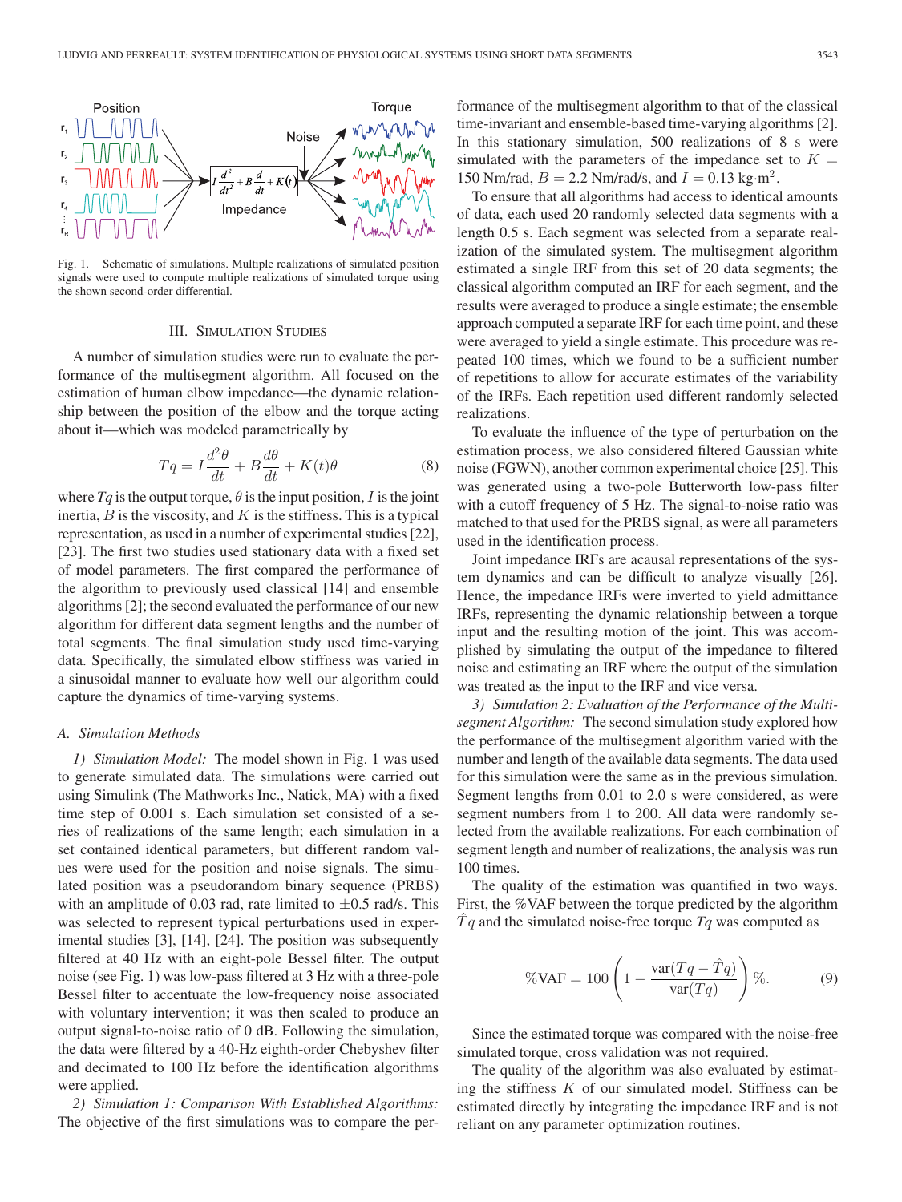Fig. 1. Schematic of simulations. Multiple realizations of simulated position signals were used to compute multiple realizations of simulated torque using the shown second-order differential.

## III. Simulation Studies

A number of simulation studies were run to evaluate the performance of the multisegment algorithm. All focused on the estimation of human elbow impedance—the dynamic relationship between the position of the elbow and the torque acting about it—which was modeled parametrically by

$$Tq = I\frac{d^2\theta}{dt} + B\frac{d\theta}{dt} + K(t)\theta \tag{8}$$

where $Tq$ is the output torque, $\theta$ is the input position, $I$ is the joint inertia, $B$ is the viscosity, and $K$ is the stiffness. This is a typical representation, as used in a number of experimental studies [22], [23]. The first two studies used stationary data with a fixed set of model parameters. The first compared the performance of the algorithm to previously used classical [14] and ensemble algorithms [2]; the second evaluated the performance of our new algorithm for different data segment lengths and the number of total segments. The final simulation study used time-varying data. Specifically, the simulated elbow stiffness was varied in a sinusoidal manner to evaluate how well our algorithm could capture the dynamics of time-varying systems.

### A. Simulation Methods

*1) Simulation Model:* The model shown in Fig. 1 was used to generate simulated data. The simulations were carried out using Simulink (The Mathworks Inc., Natick, MA) with a fixed time step of 0.001 s. Each simulation set consisted of a series of realizations of the same length; each simulation in a set contained identical parameters, but different random values were used for the position and noise signals. The simulated position was a pseudorandom binary sequence (PRBS) with an amplitude of 0.03 rad, rate limited to $\pm 0.5$ rad/s. This was selected to represent typical perturbations used in experimental studies [3], [14], [24]. The position was subsequently filtered at 40 Hz with an eight-pole Bessel filter. The output noise (see Fig. 1) was low-pass filtered at 3 Hz with a three-pole Bessel filter to accentuate the low-frequency noise associated with voluntary intervention; it was then scaled to produce an output signal-to-noise ratio of 0 dB. Following the simulation, the data were filtered by a 40-Hz eighth-order Chebyshev filter and decimated to 100 Hz before the identification algorithms were applied.

*2) Simulation 1: Comparison With Established Algorithms:* The objective of the first simulations was to compare the performance of the multisegment algorithm to that of the classical time-invariant and ensemble-based time-varying algorithms [2]. In this stationary simulation, 500 realizations of 8 s were simulated with the parameters of the impedance set to $K = 150$ Nm/rad, $B = 2.2$ Nm/rad/s, and $I = 0.13$ kg·m$^2$.

To ensure that all algorithms had access to identical amounts of data, each used 20 randomly selected data segments with a length 0.5 s. Each segment was selected from a separate realization of the simulated system. The multisegment algorithm estimated a single IRF from this set of 20 data segments; the classical algorithm computed an IRF for each segment, and the results were averaged to produce a single estimate; the ensemble approach computed a separate IRF for each time point, and these were averaged to yield a single estimate. This procedure was repeated 100 times, which we found to be a sufficient number of repetitions to allow for accurate estimates of the variability of the IRFs. Each repetition used different randomly selected realizations.

To evaluate the influence of the type of perturbation on the estimation process, we also considered filtered Gaussian white noise (FGWN), another common experimental choice [25]. This was generated using a two-pole Butterworth low-pass filter with a cutoff frequency of 5 Hz. The signal-to-noise ratio was matched to that used for the PRBS signal, as were all parameters used in the identification process.

Joint impedance IRFs are acausal representations of the system dynamics and can be difficult to analyze visually [26]. Hence, the impedance IRFs were inverted to yield admittance IRFs, representing the dynamic relationship between a torque input and the resulting motion of the joint. This was accomplished by simulating the output of the impedance to filtered noise and estimating an IRF where the output of the simulation was treated as the input to the IRF and vice versa.

*3) Simulation 2: Evaluation of the Performance of the Multisegment Algorithm:* The second simulation study explored how the performance of the multisegment algorithm varied with the number and length of the available data segments. The data used for this simulation were the same as in the previous simulation. Segment lengths from 0.01 to 2.0 s were considered, as were segment numbers from 1 to 200. All data were randomly selected from the available realizations. For each combination of segment length and number of realizations, the analysis was run 100 times.

The quality of the estimation was quantified in two ways. First, the %VAF between the torque predicted by the algorithm $\hat{T}q$ and the simulated noise-free torque $Tq$ was computed as

$$\%\text{VAF} = 100\left(1 - \frac{\text{var}(Tq - \hat{T}q)}{\text{var}(Tq)}\right)\%. \tag{9}$$

Since the estimated torque was compared with the noise-free simulated torque, cross validation was not required.

The quality of the algorithm was also evaluated by estimating the stiffness $K$ of our simulated model. Stiffness can be estimated directly by integrating the impedance IRF and is not reliant on any parameter optimization routines.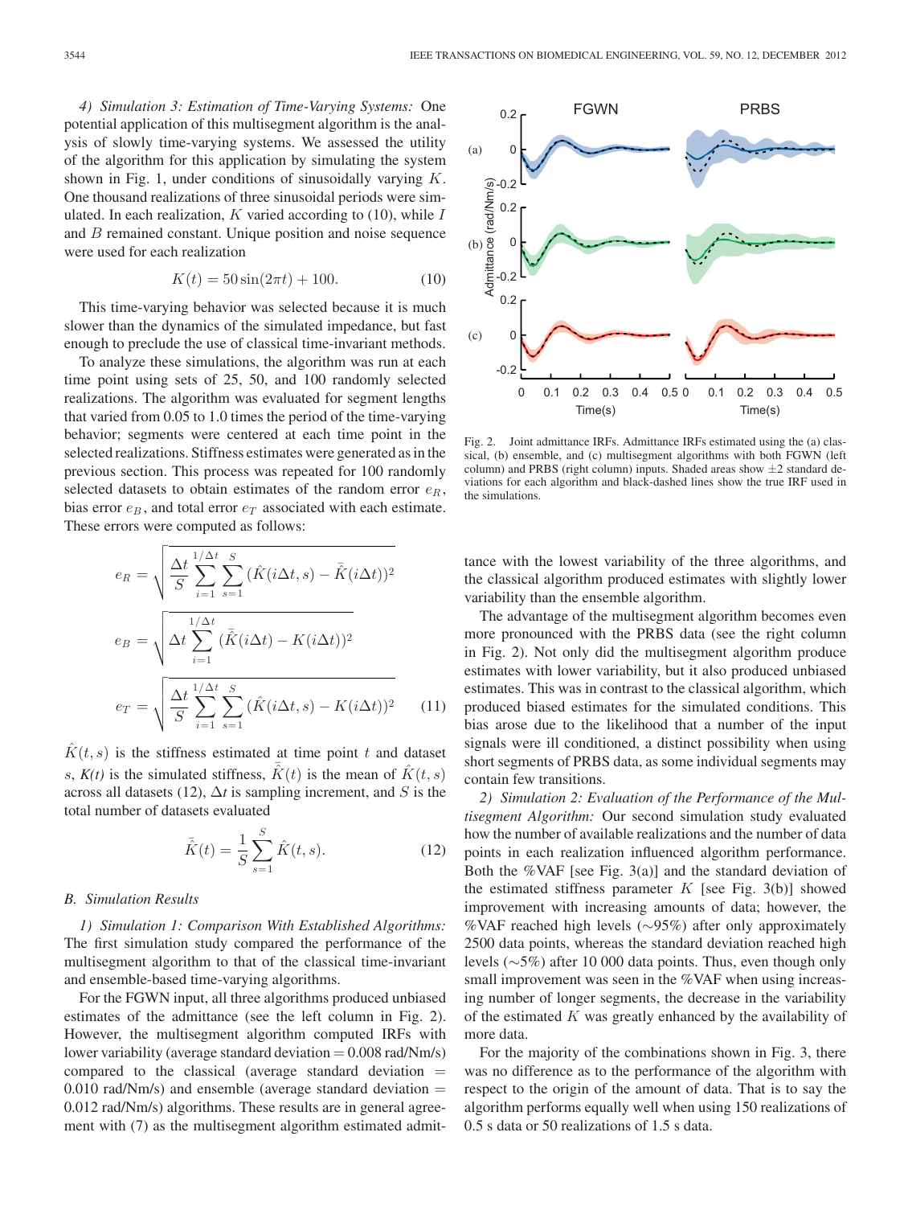*4) Simulation 3: Estimation of Time-Varying Systems:* One potential application of this multisegment algorithm is the analysis of slowly time-varying systems. We assessed the utility of the algorithm for this application by simulating the system shown in Fig. 1, under conditions of sinusoidally varying $K$. One thousand realizations of three sinusoidal periods were simulated. In each realization, $K$ varied according to (10), while $I$ and $B$ remained constant. Unique position and noise sequence were used for each realization

$$K(t) = 50\sin(2\pi t) + 100. \tag{10}$$

This time-varying behavior was selected because it is much slower than the dynamics of the simulated impedance, but fast enough to preclude the use of classical time-invariant methods.

To analyze these simulations, the algorithm was run at each time point using sets of 25, 50, and 100 randomly selected realizations. The algorithm was evaluated for segment lengths that varied from 0.05 to 1.0 times the period of the time-varying behavior; segments were centered at each time point in the selected realizations. Stiffness estimates were generated as in the previous section. This process was repeated for 100 randomly selected datasets to obtain estimates of the random error $e_R$, bias error $e_B$, and total error $e_T$ associated with each estimate. These errors were computed as follows:

$$e_R = \sqrt{\frac{\Delta t}{S}\sum_{i=1}^{1/\Delta t}\sum_{s=1}^{S}(\hat{K}(i\Delta t, s) - \bar{\hat{K}}(i\Delta t))^2}$$

$$e_B = \sqrt{\Delta t \sum_{i=1}^{1/\Delta t}(\bar{\hat{K}}(i\Delta t) - K(i\Delta t))^2}$$

$$e_T = \sqrt{\frac{\Delta t}{S}\sum_{i=1}^{1/\Delta t}\sum_{s=1}^{S}(\hat{K}(i\Delta t, s) - K(i\Delta t))^2} \tag{11}$$

$\hat{K}(t,s)$ is the stiffness estimated at time point $t$ and dataset $s$, $K(t)$ is the simulated stiffness, $\bar{\hat{K}}(t)$ is the mean of $\hat{K}(t,s)$ across all datasets (12), $\Delta t$ is sampling increment, and $S$ is the total number of datasets evaluated

$$\bar{\hat{K}}(t) = \frac{1}{S}\sum_{s=1}^{S}\hat{K}(t,s). \tag{12}$$

### B. Simulation Results

*1) Simulation 1: Comparison With Established Algorithms:* The first simulation study compared the performance of the multisegment algorithm to that of the classical time-invariant and ensemble-based time-varying algorithms.

For the FGWN input, all three algorithms produced unbiased estimates of the admittance (see the left column in Fig. 2). However, the multisegment algorithm computed IRFs with lower variability (average standard deviation = 0.008 rad/Nm/s) compared to the classical (average standard deviation = 0.010 rad/Nm/s) and ensemble (average standard deviation = 0.012 rad/Nm/s) algorithms. These results are in general agreement with (7) as the multisegment algorithm estimated admittance with the lowest variability of the three algorithms, and the classical algorithm produced estimates with slightly lower variability than the ensemble algorithm.

Fig. 2. Joint admittance IRFs. Admittance IRFs estimated using the (a) classical, (b) ensemble, and (c) multisegment algorithms with both FGWN (left column) and PRBS (right column) inputs. Shaded areas show ±2 standard deviations for each algorithm and black-dashed lines show the true IRF used in the simulations.

The advantage of the multisegment algorithm becomes even more pronounced with the PRBS data (see the right column in Fig. 2). Not only did the multisegment algorithm produce estimates with lower variability, but it also produced unbiased estimates. This was in contrast to the classical algorithm, which produced biased estimates for the simulated conditions. This bias arose due to the likelihood that a number of the input signals were ill conditioned, a distinct possibility when using short segments of PRBS data, as some individual segments may contain few transitions.

*2) Simulation 2: Evaluation of the Performance of the Multisegment Algorithm:* Our second simulation study evaluated how the number of available realizations and the number of data points in each realization influenced algorithm performance. Both the %VAF [see Fig. 3(a)] and the standard deviation of the estimated stiffness parameter $K$ [see Fig. 3(b)] showed improvement with increasing amounts of data; however, the %VAF reached high levels (∼95%) after only approximately 2500 data points, whereas the standard deviation reached high levels (∼5%) after 10 000 data points. Thus, even though only small improvement was seen in the %VAF when using increasing number of longer segments, the decrease in the variability of the estimated $K$ was greatly enhanced by the availability of more data.

For the majority of the combinations shown in Fig. 3, there was no difference as to the performance of the algorithm with respect to the origin of the amount of data. That is to say the algorithm performs equally well when using 150 realizations of 0.5 s data or 50 realizations of 1.5 s data.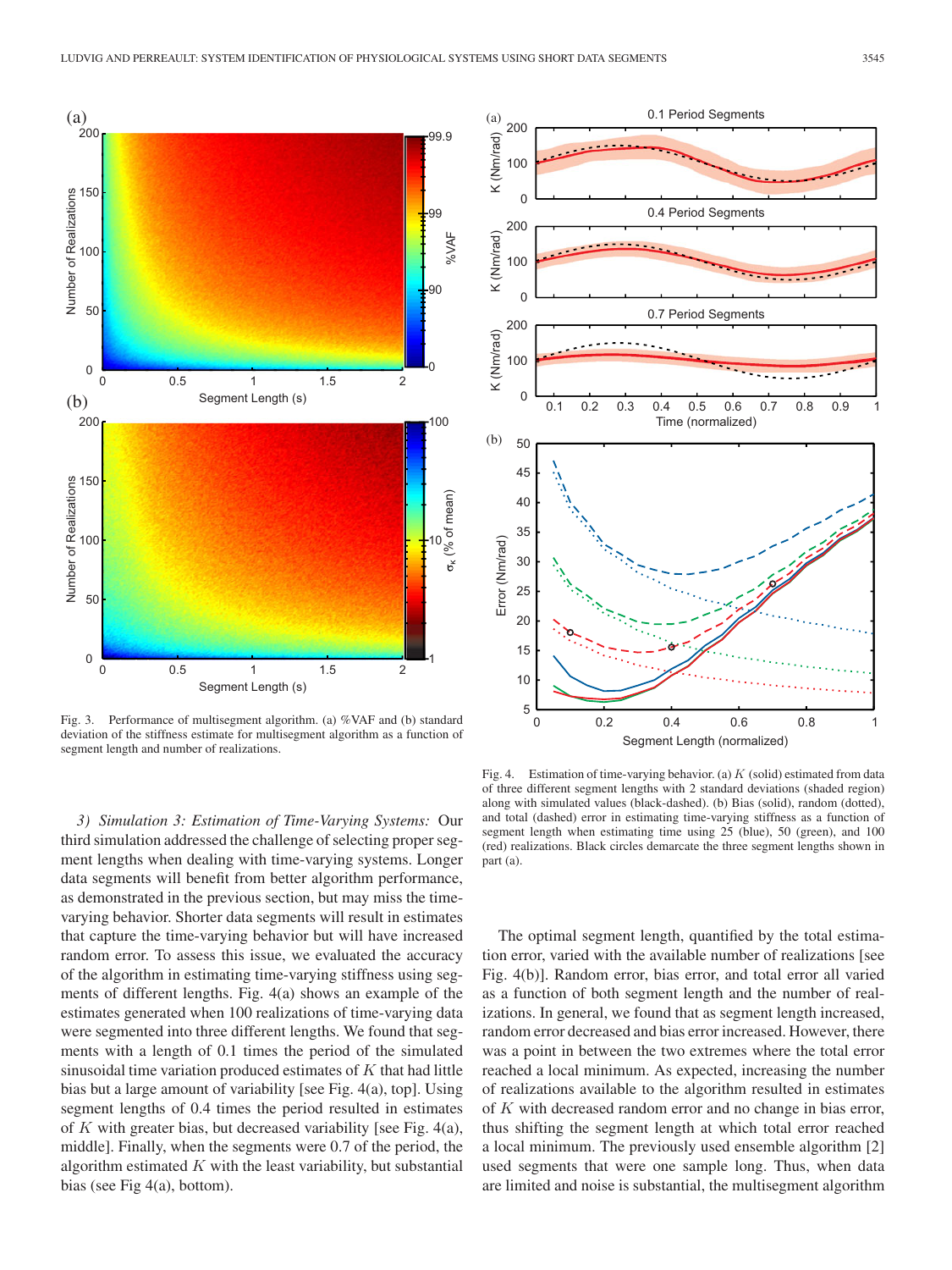Fig. 3. Performance of multisegment algorithm. (a) %VAF and (b) standard deviation of the stiffness estimate for multisegment algorithm as a function of segment length and number of realizations.

Fig. 4. Estimation of time-varying behavior. (a) $K$ (solid) estimated from data of three different segment lengths with 2 standard deviations (shaded region) along with simulated values (black-dashed). (b) Bias (solid), random (dotted), and total (dashed) error in estimating time-varying stiffness as a function of segment length when estimating time using 25 (blue), 50 (green), and 100 (red) realizations. Black circles demarcate the three segment lengths shown in part (a).

*3) Simulation 3: Estimation of Time-Varying Systems:* Our third simulation addressed the challenge of selecting proper segment lengths when dealing with time-varying systems. Longer data segments will benefit from better algorithm performance, as demonstrated in the previous section, but may miss the time-varying behavior. Shorter data segments will result in estimates that capture the time-varying behavior but will have increased random error. To assess this issue, we evaluated the accuracy of the algorithm in estimating time-varying stiffness using segments of different lengths. Fig. 4(a) shows an example of the estimates generated when 100 realizations of time-varying data were segmented into three different lengths. We found that segments with a length of 0.1 times the period of the simulated sinusoidal time variation produced estimates of $K$ that had little bias but a large amount of variability [see Fig. 4(a), top]. Using segment lengths of 0.4 times the period resulted in estimates of $K$ with greater bias, but decreased variability [see Fig. 4(a), middle]. Finally, when the segments were 0.7 of the period, the algorithm estimated $K$ with the least variability, but substantial bias (see Fig 4(a), bottom).

The optimal segment length, quantified by the total estimation error, varied with the available number of realizations [see Fig. 4(b)]. Random error, bias error, and total error all varied as a function of both segment length and the number of realizations. In general, we found that as segment length increased, random error decreased and bias error increased. However, there was a point in between the two extremes where the total error reached a local minimum. As expected, increasing the number of realizations available to the algorithm resulted in estimates of $K$ with decreased random error and no change in bias error, thus shifting the segment length at which total error reached a local minimum. The previously used ensemble algorithm [2] used segments that were one sample long. Thus, when data are limited and noise is substantial, the multisegment algorithm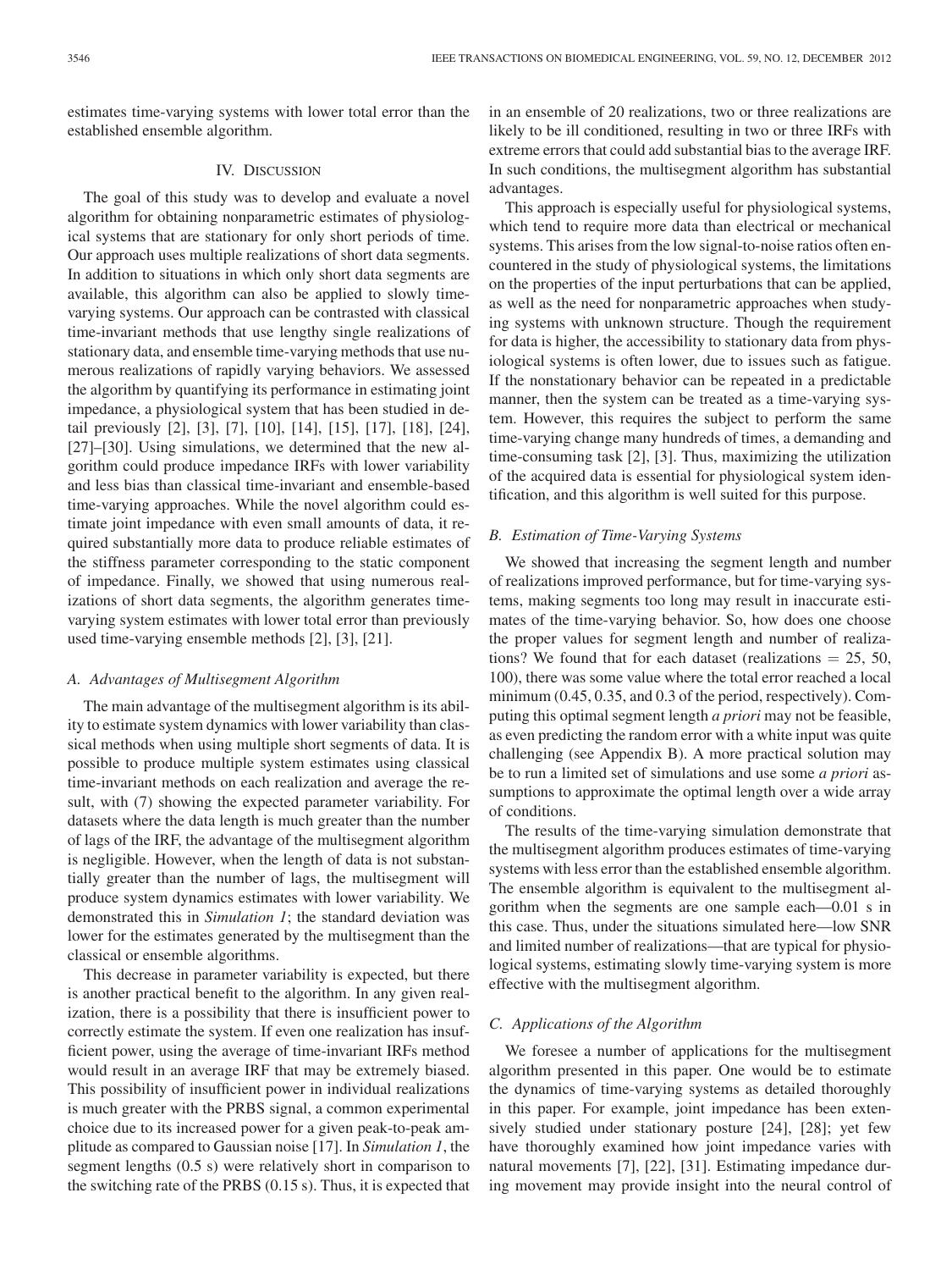estimates time-varying systems with lower total error than the established ensemble algorithm.

## IV. Discussion

The goal of this study was to develop and evaluate a novel algorithm for obtaining nonparametric estimates of physiological systems that are stationary for only short periods of time. Our approach uses multiple realizations of short data segments. In addition to situations in which only short data segments are available, this algorithm can also be applied to slowly time-varying systems. Our approach can be contrasted with classical time-invariant methods that use lengthy single realizations of stationary data, and ensemble time-varying methods that use numerous realizations of rapidly varying behaviors. We assessed the algorithm by quantifying its performance in estimating joint impedance, a physiological system that has been studied in detail previously [2], [3], [7], [10], [14], [15], [17], [18], [24], [27]–[30]. Using simulations, we determined that the new algorithm could produce impedance IRFs with lower variability and less bias than classical time-invariant and ensemble-based time-varying approaches. While the novel algorithm could estimate joint impedance with even small amounts of data, it required substantially more data to produce reliable estimates of the stiffness parameter corresponding to the static component of impedance. Finally, we showed that using numerous realizations of short data segments, the algorithm generates time-varying system estimates with lower total error than previously used time-varying ensemble methods [2], [3], [21].

### A. Advantages of Multisegment Algorithm

The main advantage of the multisegment algorithm is its ability to estimate system dynamics with lower variability than classical methods when using multiple short segments of data. It is possible to produce multiple system estimates using classical time-invariant methods on each realization and average the result, with (7) showing the expected parameter variability. For datasets where the data length is much greater than the number of lags of the IRF, the advantage of the multisegment algorithm is negligible. However, when the length of data is not substantially greater than the number of lags, the multisegment will produce system dynamics estimates with lower variability. We demonstrated this in *Simulation 1*; the standard deviation was lower for the estimates generated by the multisegment than the classical or ensemble algorithms.

This decrease in parameter variability is expected, but there is another practical benefit to the algorithm. In any given realization, there is a possibility that there is insufficient power to correctly estimate the system. If even one realization has insufficient power, using the average of time-invariant IRFs method would result in an average IRF that may be extremely biased. This possibility of insufficient power in individual realizations is much greater with the PRBS signal, a common experimental choice due to its increased power for a given peak-to-peak amplitude as compared to Gaussian noise [17]. In *Simulation 1*, the segment lengths (0.5 s) were relatively short in comparison to the switching rate of the PRBS (0.15 s). Thus, it is expected that in an ensemble of 20 realizations, two or three realizations are likely to be ill conditioned, resulting in two or three IRFs with extreme errors that could add substantial bias to the average IRF. In such conditions, the multisegment algorithm has substantial advantages.

This approach is especially useful for physiological systems, which tend to require more data than electrical or mechanical systems. This arises from the low signal-to-noise ratios often encountered in the study of physiological systems, the limitations on the properties of the input perturbations that can be applied, as well as the need for nonparametric approaches when studying systems with unknown structure. Though the requirement for data is higher, the accessibility to stationary data from physiological systems is often lower, due to issues such as fatigue. If the nonstationary behavior can be repeated in a predictable manner, then the system can be treated as a time-varying system. However, this requires the subject to perform the same time-varying change many hundreds of times, a demanding and time-consuming task [2], [3]. Thus, maximizing the utilization of the acquired data is essential for physiological system identification, and this algorithm is well suited for this purpose.

### B. Estimation of Time-Varying Systems

We showed that increasing the segment length and number of realizations improved performance, but for time-varying systems, making segments too long may result in inaccurate estimates of the time-varying behavior. So, how does one choose the proper values for segment length and number of realizations? We found that for each dataset (realizations = 25, 50, 100), there was some value where the total error reached a local minimum (0.45, 0.35, and 0.3 of the period, respectively). Computing this optimal segment length *a priori* may not be feasible, as even predicting the random error with a white input was quite challenging (see Appendix B). A more practical solution may be to run a limited set of simulations and use some *a priori* assumptions to approximate the optimal length over a wide array of conditions.

The results of the time-varying simulation demonstrate that the multisegment algorithm produces estimates of time-varying systems with less error than the established ensemble algorithm. The ensemble algorithm is equivalent to the multisegment algorithm when the segments are one sample each—0.01 s in this case. Thus, under the situations simulated here—low SNR and limited number of realizations—that are typical for physiological systems, estimating slowly time-varying system is more effective with the multisegment algorithm.

### C. Applications of the Algorithm

We foresee a number of applications for the multisegment algorithm presented in this paper. One would be to estimate the dynamics of time-varying systems as detailed thoroughly in this paper. For example, joint impedance has been extensively studied under stationary posture [24], [28]; yet few have thoroughly examined how joint impedance varies with natural movements [7], [22], [31]. Estimating impedance during movement may provide insight into the neural control of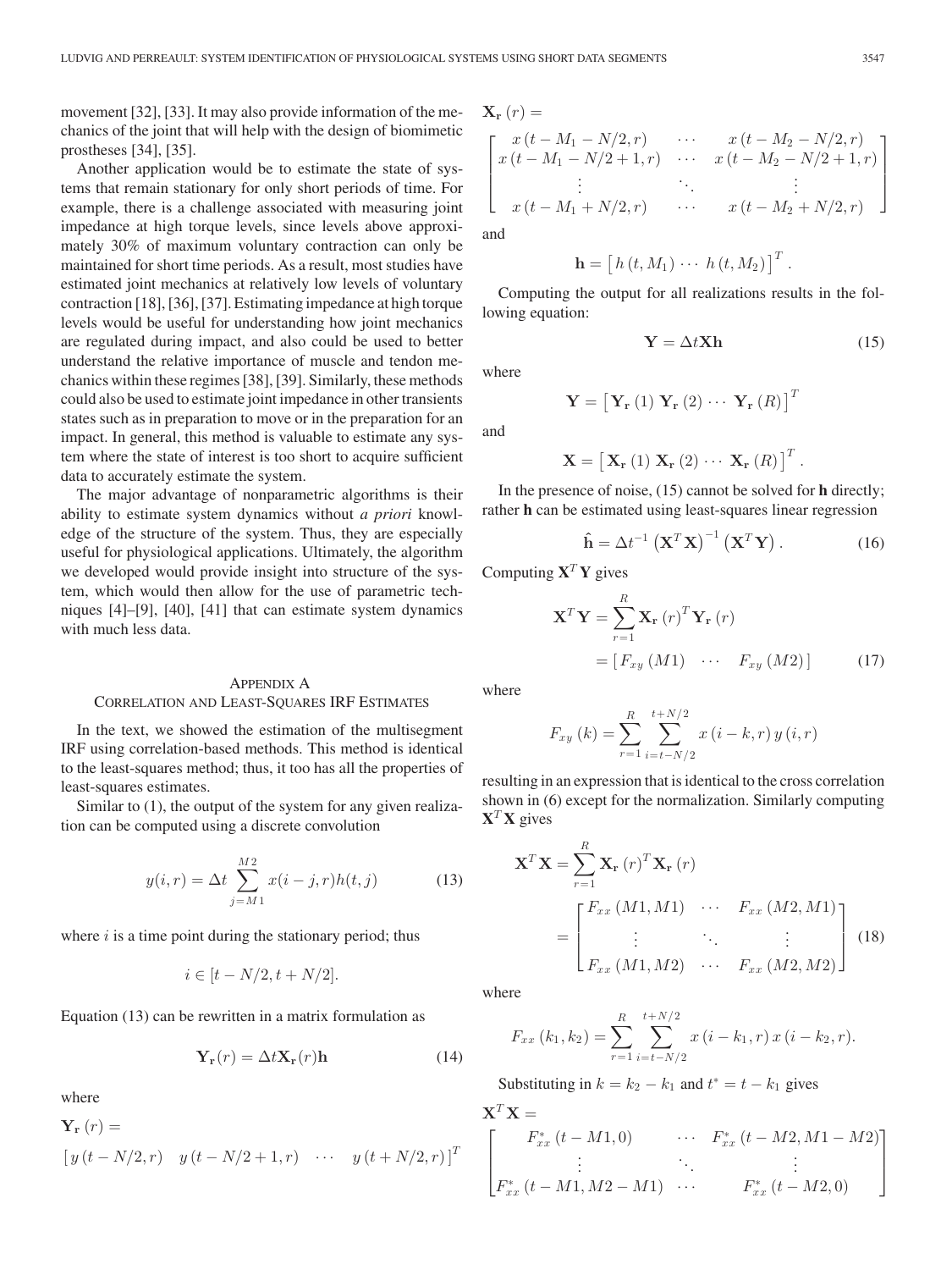movement [32], [33]. It may also provide information of the mechanics of the joint that will help with the design of biomimetic prostheses [34], [35].

Another application would be to estimate the state of systems that remain stationary for only short periods of time. For example, there is a challenge associated with measuring joint impedance at high torque levels, since levels above approximately 30% of maximum voluntary contraction can only be maintained for short time periods. As a result, most studies have estimated joint mechanics at relatively low levels of voluntary contraction [18], [36], [37]. Estimating impedance at high torque levels would be useful for understanding how joint mechanics are regulated during impact, and also could be used to better understand the relative importance of muscle and tendon mechanics within these regimes [38], [39]. Similarly, these methods could also be used to estimate joint impedance in other transients states such as in preparation to move or in the preparation for an impact. In general, this method is valuable to estimate any system where the state of interest is too short to acquire sufficient data to accurately estimate the system.

The major advantage of nonparametric algorithms is their ability to estimate system dynamics without *a priori* knowledge of the structure of the system. Thus, they are especially useful for physiological applications. Ultimately, the algorithm we developed would provide insight into structure of the system, which would then allow for the use of parametric techniques [4]–[9], [40], [41] that can estimate system dynamics with much less data.

## Appendix A
## Correlation and Least-Squares IRF Estimates

In the text, we showed the estimation of the multisegment IRF using correlation-based methods. This method is identical to the least-squares method; thus, it too has all the properties of least-squares estimates.

Similar to (1), the output of the system for any given realization can be computed using a discrete convolution

$$y(i,r) = \Delta t \sum_{j=M1}^{M2} x(i-j,r)h(t,j) \tag{13}$$

where $i$ is a time point during the stationary period; thus

$$i \in [t - N/2, t + N/2].$$

Equation (13) can be rewritten in a matrix formulation as

$$\mathbf{Y_r}(r) = \Delta t \mathbf{X_r}(r)\mathbf{h} \tag{14}$$

where

$$\mathbf{Y_r}(r) = \begin{bmatrix} y(t-N/2,r) & y(t-N/2+1,r) & \cdots & y(t+N/2,r) \end{bmatrix}^T$$

$$\mathbf{X_r}(r) = \begin{bmatrix} x(t-M_1-N/2,r) & \cdots & x(t-M_2-N/2,r) \\ x(t-M_1-N/2+1,r) & \cdots & x(t-M_2-N/2+1,r) \\ \vdots & \ddots & \vdots \\ x(t-M_1+N/2,r) & \cdots & x(t-M_2+N/2,r) \end{bmatrix}$$

and

$$\mathbf{h} = \begin{bmatrix} h(t,M_1) & \cdots & h(t,M_2) \end{bmatrix}^T.$$

Computing the output for all realizations results in the following equation:

$$\mathbf{Y} = \Delta t \mathbf{X}\mathbf{h} \tag{15}$$

where

$$\mathbf{Y} = \begin{bmatrix} \mathbf{Y_r}(1) & \mathbf{Y_r}(2) & \cdots & \mathbf{Y_r}(R) \end{bmatrix}^T$$

and

$$\mathbf{X} = \begin{bmatrix} \mathbf{X_r}(1) & \mathbf{X_r}(2) & \cdots & \mathbf{X_r}(R) \end{bmatrix}^T.$$

In the presence of noise, (15) cannot be solved for **h** directly; rather **h** can be estimated using least-squares linear regression

$$\hat{\mathbf{h}} = \Delta t^{-1} \left(\mathbf{X}^T\mathbf{X}\right)^{-1} \left(\mathbf{X}^T\mathbf{Y}\right). \tag{16}$$

Computing $\mathbf{X}^T\mathbf{Y}$ gives

$$\begin{aligned} \mathbf{X}^T\mathbf{Y} &= \sum_{r=1}^{R} \mathbf{X_r}(r)^T \mathbf{Y_r}(r) \\ &= \begin{bmatrix} F_{xy}(M1) & \cdots & F_{xy}(M2) \end{bmatrix} \end{aligned} \tag{17}$$

where

$$F_{xy}(k) = \sum_{r=1}^{R} \sum_{i=t-N/2}^{t+N/2} x(i-k,r)\, y(i,r)$$

resulting in an expression that is identical to the cross correlation shown in (6) except for the normalization. Similarly computing $\mathbf{X}^T\mathbf{X}$ gives

$$\begin{aligned} \mathbf{X}^T\mathbf{X} &= \sum_{r=1}^{R} \mathbf{X_r}(r)^T \mathbf{X_r}(r) \\ &= \begin{bmatrix} F_{xx}(M1,M1) & \cdots & F_{xx}(M2,M1) \\ \vdots & \ddots & \vdots \\ F_{xx}(M1,M2) & \cdots & F_{xx}(M2,M2) \end{bmatrix} \end{aligned} \tag{18}$$

where

$$F_{xx}(k_1,k_2) = \sum_{r=1}^{R} \sum_{i=t-N/2}^{t+N/2} x(i-k_1,r)\, x(i-k_2,r).$$

Substituting in $k = k_2 - k_1$ and $t^* = t - k_1$ gives

$$\mathbf{X}^T\mathbf{X} = \begin{bmatrix} F_{xx}^*(t-M1,0) & \cdots & F_{xx}^*(t-M2,M1-M2) \\ \vdots & \ddots & \vdots \\ F_{xx}^*(t-M1,M2-M1) & \cdots & F_{xx}^*(t-M2,0) \end{bmatrix}$$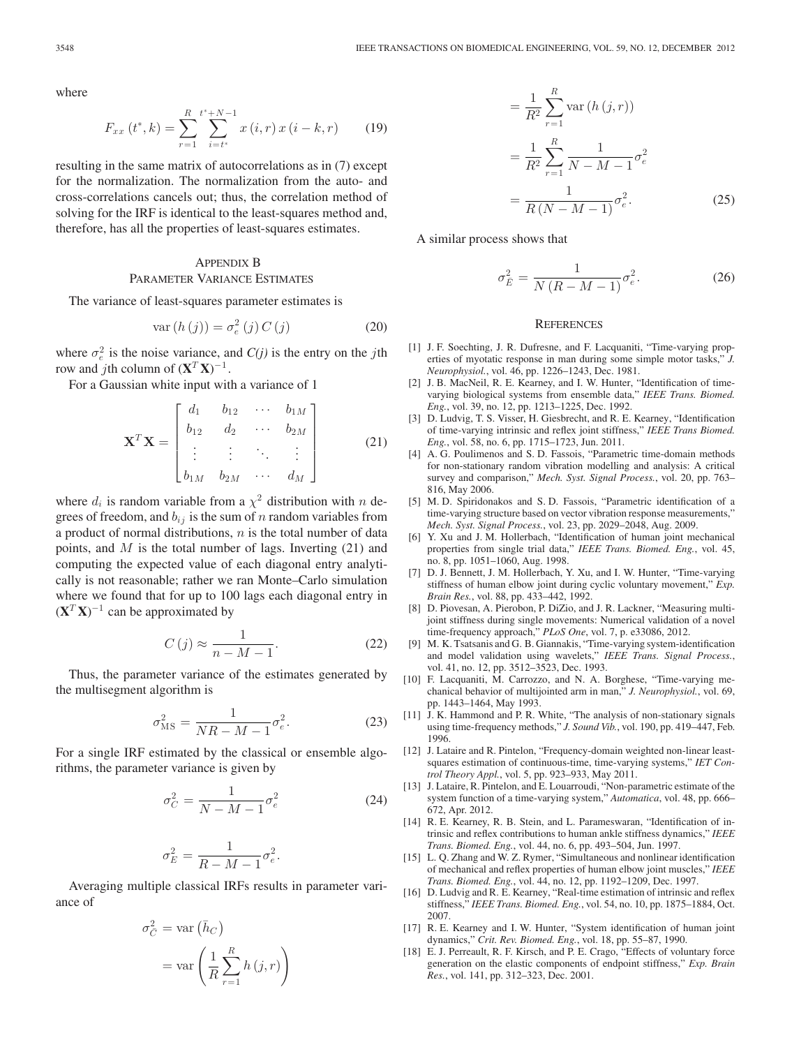where

$$F_{xx}(t^*, k) = \sum_{r=1}^{R} \sum_{i=t^*}^{t^*+N-1} x(i,r)\, x(i-k,r) \qquad (19)$$

resulting in the same matrix of autocorrelations as in (7) except for the normalization. The normalization from the auto- and cross-correlations cancels out; thus, the correlation method of solving for the IRF is identical to the least-squares method and, therefore, has all the properties of least-squares estimates.

## Appendix B
## Parameter Variance Estimates

The variance of least-squares parameter estimates is

$$\mathrm{var}(h(j)) = \sigma_e^2(j)\, C(j) \qquad (20)$$

where $\sigma_e^2$ is the noise variance, and $C(j)$ is the entry on the $j$th row and $j$th column of $(\mathbf{X}^T\mathbf{X})^{-1}$.

For a Gaussian white input with a variance of 1

$$\mathbf{X}^T\mathbf{X} = \begin{bmatrix} d_1 & b_{12} & \cdots & b_{1M} \\ b_{12} & d_2 & \cdots & b_{2M} \\ \vdots & \vdots & \ddots & \vdots \\ b_{1M} & b_{2M} & \cdots & d_M \end{bmatrix} \qquad (21)$$

where $d_i$ is random variable from a $\chi^2$ distribution with $n$ degrees of freedom, and $b_{ij}$ is the sum of $n$ random variables from a product of normal distributions, $n$ is the total number of data points, and $M$ is the total number of lags. Inverting (21) and computing the expected value of each diagonal entry analytically is not reasonable; rather we ran Monte–Carlo simulation where we found that for up to 100 lags each diagonal entry in $(\mathbf{X}^T\mathbf{X})^{-1}$ can be approximated by

$$C(j) \approx \frac{1}{n-M-1}. \qquad (22)$$

Thus, the parameter variance of the estimates generated by the multisegment algorithm is

$$\sigma_{\mathrm{MS}}^2 = \frac{1}{NR-M-1}\sigma_e^2. \qquad (23)$$

For a single IRF estimated by the classical or ensemble algorithms, the parameter variance is given by

$$\sigma_C^2 = \frac{1}{N-M-1}\sigma_e^2 \qquad (24)$$

$$\sigma_E^2 = \frac{1}{R-M-1}\sigma_e^2.$$

Averaging multiple classical IRFs results in parameter variance of

$$\begin{aligned} \sigma_{\bar{C}}^2 &= \mathrm{var}\left(\bar{h}_C\right) \\ &= \mathrm{var}\left(\frac{1}{R}\sum_{r=1}^{R} h(j,r)\right) \\ &= \frac{1}{R^2}\sum_{r=1}^{R} \mathrm{var}(h(j,r)) \\ &= \frac{1}{R^2}\sum_{r=1}^{R} \frac{1}{N-M-1}\sigma_e^2 \\ &= \frac{1}{R(N-M-1)}\sigma_e^2. \end{aligned} \qquad (25)$$

A similar process shows that

$$\sigma_{\bar{E}}^2 = \frac{1}{N(R-M-1)}\sigma_e^2. \qquad (26)$$

## References

[1] J. F. Soechting, J. R. Dufresne, and F. Lacquaniti, "Time-varying properties of myotatic response in man during some simple motor tasks," *J. Neurophysiol.*, vol. 46, pp. 1226–1243, Dec. 1981.

[2] J. B. MacNeil, R. E. Kearney, and I. W. Hunter, "Identification of time-varying biological systems from ensemble data," *IEEE Trans. Biomed. Eng.*, vol. 39, no. 12, pp. 1213–1225, Dec. 1992.

[3] D. Ludvig, T. S. Visser, H. Giesbrecht, and R. E. Kearney, "Identification of time-varying intrinsic and reflex joint stiffness," *IEEE Trans Biomed. Eng.*, vol. 58, no. 6, pp. 1715–1723, Jun. 2011.

[4] A. G. Poulimenos and S. D. Fassois, "Parametric time-domain methods for non-stationary random vibration modelling and analysis: A critical survey and comparison," *Mech. Syst. Signal Process.*, vol. 20, pp. 763–816, May 2006.

[5] M. D. Spiridonakos and S. D. Fassois, "Parametric identification of a time-varying structure based on vector vibration response measurements," *Mech. Syst. Signal Process.*, vol. 23, pp. 2029–2048, Aug. 2009.

[6] Y. Xu and J. M. Hollerbach, "Identification of human joint mechanical properties from single trial data," *IEEE Trans. Biomed. Eng.*, vol. 45, no. 8, pp. 1051–1060, Aug. 1998.

[7] D. J. Bennett, J. M. Hollerbach, Y. Xu, and I. W. Hunter, "Time-varying stiffness of human elbow joint during cyclic voluntary movement," *Exp. Brain Res.*, vol. 88, pp. 433–442, 1992.

[8] D. Piovesan, A. Pierobon, P. DiZio, and J. R. Lackner, "Measuring multi-joint stiffness during single movements: Numerical validation of a novel time-frequency approach," *PLoS One*, vol. 7, p. e33086, 2012.

[9] M. K. Tsatsanis and G. B. Giannakis, "Time-varying system-identification and model validation using wavelets," *IEEE Trans. Signal Process.*, vol. 41, no. 12, pp. 3512–3523, Dec. 1993.

[10] F. Lacquaniti, M. Carrozzo, and N. A. Borghese, "Time-varying mechanical behavior of multijointed arm in man," *J. Neurophysiol.*, vol. 69, pp. 1443–1464, May 1993.

[11] J. K. Hammond and P. R. White, "The analysis of non-stationary signals using time-frequency methods," *J. Sound Vib.*, vol. 190, pp. 419–447, Feb. 1996.

[12] J. Lataire and R. Pintelon, "Frequency-domain weighted non-linear least-squares estimation of continuous-time, time-varying systems," *IET Control Theory Appl.*, vol. 5, pp. 923–933, May 2011.

[13] J. Lataire, R. Pintelon, and E. Louarroudi, "Non-parametric estimate of the system function of a time-varying system," *Automatica*, vol. 48, pp. 666–672, Apr. 2012.

[14] R. E. Kearney, R. B. Stein, and L. Parameswaran, "Identification of intrinsic and reflex contributions to human ankle stiffness dynamics," *IEEE Trans. Biomed. Eng.*, vol. 44, no. 6, pp. 493–504, Jun. 1997.

[15] L. Q. Zhang and W. Z. Rymer, "Simultaneous and nonlinear identification of mechanical and reflex properties of human elbow joint muscles," *IEEE Trans. Biomed. Eng.*, vol. 44, no. 12, pp. 1192–1209, Dec. 1997.

[16] D. Ludvig and R. E. Kearney, "Real-time estimation of intrinsic and reflex stiffness," *IEEE Trans. Biomed. Eng.*, vol. 54, no. 10, pp. 1875–1884, Oct. 2007.

[17] R. E. Kearney and I. W. Hunter, "System identification of human joint dynamics," *Crit. Rev. Biomed. Eng.*, vol. 18, pp. 55–87, 1990.

[18] E. J. Perreault, R. F. Kirsch, and P. E. Crago, "Effects of voluntary force generation on the elastic components of endpoint stiffness," *Exp. Brain Res.*, vol. 141, pp. 312–323, Dec. 2001.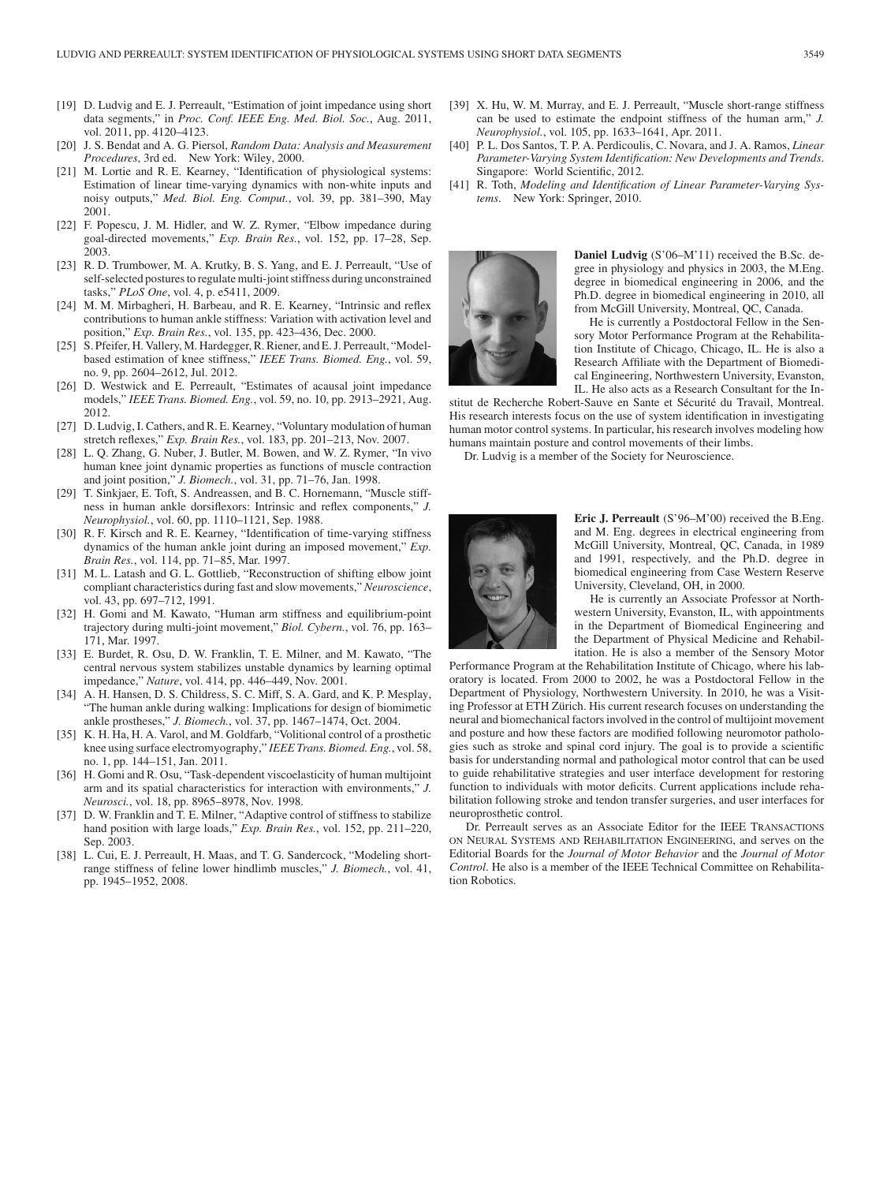[19] D. Ludvig and E. J. Perreault, "Estimation of joint impedance using short data segments," in *Proc. Conf. IEEE Eng. Med. Biol. Soc.*, Aug. 2011, vol. 2011, pp. 4120–4123.

[20] J. S. Bendat and A. G. Piersol, *Random Data: Analysis and Measurement Procedures*, 3rd ed. New York: Wiley, 2000.

[21] M. Lortie and R. E. Kearney, "Identification of physiological systems: Estimation of linear time-varying dynamics with non-white inputs and noisy outputs," *Med. Biol. Eng. Comput.*, vol. 39, pp. 381–390, May 2001.

[22] F. Popescu, J. M. Hidler, and W. Z. Rymer, "Elbow impedance during goal-directed movements," *Exp. Brain Res.*, vol. 152, pp. 17–28, Sep. 2003.

[23] R. D. Trumbower, M. A. Krutky, B. S. Yang, and E. J. Perreault, "Use of self-selected postures to regulate multi-joint stiffness during unconstrained tasks," *PLoS One*, vol. 4, p. e5411, 2009.

[24] M. M. Mirbagheri, H. Barbeau, and R. E. Kearney, "Intrinsic and reflex contributions to human ankle stiffness: Variation with activation level and position," *Exp. Brain Res.*, vol. 135, pp. 423–436, Dec. 2000.

[25] S. Pfeifer, H. Vallery, M. Hardegger, R. Riener, and E. J. Perreault, "Model-based estimation of knee stiffness," *IEEE Trans. Biomed. Eng.*, vol. 59, no. 9, pp. 2604–2612, Jul. 2012.

[26] D. Westwick and E. Perreault, "Estimates of acausal joint impedance models," *IEEE Trans. Biomed. Eng.*, vol. 59, no. 10, pp. 2913–2921, Aug. 2012.

[27] D. Ludvig, I. Cathers, and R. E. Kearney, "Voluntary modulation of human stretch reflexes," *Exp. Brain Res.*, vol. 183, pp. 201–213, Nov. 2007.

[28] L. Q. Zhang, G. Nuber, J. Butler, M. Bowen, and W. Z. Rymer, "In vivo human knee joint dynamic properties as functions of muscle contraction and joint position," *J. Biomech.*, vol. 31, pp. 71–76, Jan. 1998.

[29] T. Sinkjaer, E. Toft, S. Andreassen, and B. C. Hornemann, "Muscle stiffness in human ankle dorsiflexors: Intrinsic and reflex components," *J. Neurophysiol.*, vol. 60, pp. 1110–1121, Sep. 1988.

[30] R. F. Kirsch and R. E. Kearney, "Identification of time-varying stiffness dynamics of the human ankle joint during an imposed movement," *Exp. Brain Res.*, vol. 114, pp. 71–85, Mar. 1997.

[31] M. L. Latash and G. L. Gottlieb, "Reconstruction of shifting elbow joint compliant characteristics during fast and slow movements," *Neuroscience*, vol. 43, pp. 697–712, 1991.

[32] H. Gomi and M. Kawato, "Human arm stiffness and equilibrium-point trajectory during multi-joint movement," *Biol. Cybern.*, vol. 76, pp. 163–171, Mar. 1997.

[33] E. Burdet, R. Osu, D. W. Franklin, T. E. Milner, and M. Kawato, "The central nervous system stabilizes unstable dynamics by learning optimal impedance," *Nature*, vol. 414, pp. 446–449, Nov. 2001.

[34] A. H. Hansen, D. S. Childress, S. C. Miff, S. A. Gard, and K. P. Mesplay, "The human ankle during walking: Implications for design of biomimetic ankle prostheses," *J. Biomech.*, vol. 37, pp. 1467–1474, Oct. 2004.

[35] K. H. Ha, H. A. Varol, and M. Goldfarb, "Volitional control of a prosthetic knee using surface electromyography," *IEEE Trans. Biomed. Eng.*, vol. 58, no. 1, pp. 144–151, Jan. 2011.

[36] H. Gomi and R. Osu, "Task-dependent viscoelasticity of human multijoint arm and its spatial characteristics for interaction with environments," *J. Neurosci.*, vol. 18, pp. 8965–8978, Nov. 1998.

[37] D. W. Franklin and T. E. Milner, "Adaptive control of stiffness to stabilize hand position with large loads," *Exp. Brain Res.*, vol. 152, pp. 211–220, Sep. 2003.

[38] L. Cui, E. J. Perreault, H. Maas, and T. G. Sandercock, "Modeling short-range stiffness of feline lower hindlimb muscles," *J. Biomech.*, vol. 41, pp. 1945–1952, 2008.

[39] X. Hu, W. M. Murray, and E. J. Perreault, "Muscle short-range stiffness can be used to estimate the endpoint stiffness of the human arm," *J. Neurophysiol.*, vol. 105, pp. 1633–1641, Apr. 2011.

[40] P. L. Dos Santos, T. P. A. Perdicoulis, C. Novara, and J. A. Ramos, *Linear Parameter-Varying System Identification: New Developments and Trends*. Singapore: World Scientific, 2012.

[41] R. Toth, *Modeling and Identification of Linear Parameter-Varying Systems*. New York: Springer, 2010.

**Daniel Ludvig** (S'06–M'11) received the B.Sc. degree in physiology and physics in 2003, the M.Eng. degree in biomedical engineering in 2006, and the Ph.D. degree in biomedical engineering in 2010, all from McGill University, Montreal, QC, Canada.

He is currently a Postdoctoral Fellow in the Sensory Motor Performance Program at the Rehabilitation Institute of Chicago, Chicago, IL. He is also a Research Affiliate with the Department of Biomedical Engineering, Northwestern University, Evanston, IL. He also acts as a Research Consultant for the Institut de Recherche Robert-Sauve en Sante et Sécurité du Travail, Montreal. His research interests focus on the use of system identification in investigating human motor control systems. In particular, his research involves modeling how humans maintain posture and control movements of their limbs.

Dr. Ludvig is a member of the Society for Neuroscience.

**Eric J. Perreault** (S'96–M'00) received the B.Eng. and M. Eng. degrees in electrical engineering from McGill University, Montreal, QC, Canada, in 1989 and 1991, respectively, and the Ph.D. degree in biomedical engineering from Case Western Reserve University, Cleveland, OH, in 2000.

He is currently an Associate Professor at Northwestern University, Evanston, IL, with appointments in the Department of Biomedical Engineering and the Department of Physical Medicine and Rehabilitation. He is also a member of the Sensory Motor Performance Program at the Rehabilitation Institute of Chicago, where his laboratory is located. From 2000 to 2002, he was a Postdoctoral Fellow in the Department of Physiology, Northwestern University. In 2010, he was a Visiting Professor at ETH Zürich. His current research focuses on understanding the neural and biomechanical factors involved in the control of multijoint movement and posture and how these factors are modified following neuromotor pathologies such as stroke and spinal cord injury. The goal is to provide a scientific basis for understanding normal and pathological motor control that can be used to guide rehabilitative strategies and user interface development for restoring function to individuals with motor deficits. Current applications include rehabilitation following stroke and tendon transfer surgeries, and user interfaces for neuroprosthetic control.

Dr. Perreault serves as an Associate Editor for the IEEE Transactions on Neural Systems and Rehabilitation Engineering, and serves on the Editorial Boards for the *Journal of Motor Behavior* and the *Journal of Motor Control*. He also is a member of the IEEE Technical Committee on Rehabilitation Robotics.